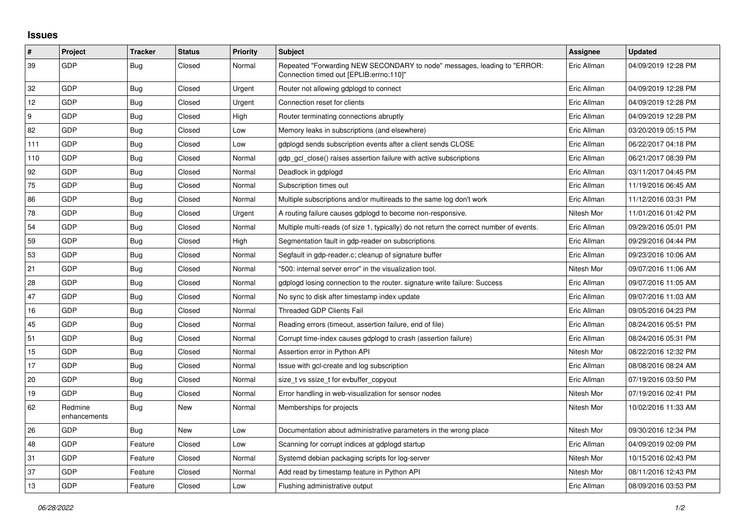# Issues

| # | Project | Tracker | Status | Priority | Subject | Assignee | Updated |
|---|---|---|---|---|---|---|---|
| 39 | GDP | Bug | Closed | Normal | Repeated "Forwarding NEW SECONDARY to node" messages, leading to "ERROR: Connection timed out [EPLIB:errno:110]" | Eric Allman | 04/09/2019 12:28 PM |
| 32 | GDP | Bug | Closed | Urgent | Router not allowing gdplogd to connect | Eric Allman | 04/09/2019 12:28 PM |
| 12 | GDP | Bug | Closed | Urgent | Connection reset for clients | Eric Allman | 04/09/2019 12:28 PM |
| 9 | GDP | Bug | Closed | High | Router terminating connections abruptly | Eric Allman | 04/09/2019 12:28 PM |
| 82 | GDP | Bug | Closed | Low | Memory leaks in subscriptions (and elsewhere) | Eric Allman | 03/20/2019 05:15 PM |
| 111 | GDP | Bug | Closed | Low | gdplogd sends subscription events after a client sends CLOSE | Eric Allman | 06/22/2017 04:18 PM |
| 110 | GDP | Bug | Closed | Normal | gdp_gcl_close() raises assertion failure with active subscriptions | Eric Allman | 06/21/2017 08:39 PM |
| 92 | GDP | Bug | Closed | Normal | Deadlock in gdplogd | Eric Allman | 03/11/2017 04:45 PM |
| 75 | GDP | Bug | Closed | Normal | Subscription times out | Eric Allman | 11/19/2016 06:45 AM |
| 86 | GDP | Bug | Closed | Normal | Multiple subscriptions and/or multireads to the same log don't work | Eric Allman | 11/12/2016 03:31 PM |
| 78 | GDP | Bug | Closed | Urgent | A routing failure causes gdplogd to become non-responsive. | Nitesh Mor | 11/01/2016 01:42 PM |
| 54 | GDP | Bug | Closed | Normal | Multiple multi-reads (of size 1, typically) do not return the correct number of events. | Eric Allman | 09/29/2016 05:01 PM |
| 59 | GDP | Bug | Closed | High | Segmentation fault in gdp-reader on subscriptions | Eric Allman | 09/29/2016 04:44 PM |
| 53 | GDP | Bug | Closed | Normal | Segfault in gdp-reader.c; cleanup of signature buffer | Eric Allman | 09/23/2016 10:06 AM |
| 21 | GDP | Bug | Closed | Normal | "500: internal server error" in the visualization tool. | Nitesh Mor | 09/07/2016 11:06 AM |
| 28 | GDP | Bug | Closed | Normal | gdplogd losing connection to the router. signature write failure: Success | Eric Allman | 09/07/2016 11:05 AM |
| 47 | GDP | Bug | Closed | Normal | No sync to disk after timestamp index update | Eric Allman | 09/07/2016 11:03 AM |
| 16 | GDP | Bug | Closed | Normal | Threaded GDP Clients Fail | Eric Allman | 09/05/2016 04:23 PM |
| 45 | GDP | Bug | Closed | Normal | Reading errors (timeout, assertion failure, end of file) | Eric Allman | 08/24/2016 05:51 PM |
| 51 | GDP | Bug | Closed | Normal | Corrupt time-index causes gdplogd to crash (assertion failure) | Eric Allman | 08/24/2016 05:31 PM |
| 15 | GDP | Bug | Closed | Normal | Assertion error in Python API | Nitesh Mor | 08/22/2016 12:32 PM |
| 17 | GDP | Bug | Closed | Normal | Issue with gcl-create and log subscription | Eric Allman | 08/08/2016 08:24 AM |
| 20 | GDP | Bug | Closed | Normal | size_t vs ssize_t for evbuffer_copyout | Eric Allman | 07/19/2016 03:50 PM |
| 19 | GDP | Bug | Closed | Normal | Error handling in web-visualization for sensor nodes | Nitesh Mor | 07/19/2016 02:41 PM |
| 62 | Redmine enhancements | Bug | New | Normal | Memberships for projects | Nitesh Mor | 10/02/2016 11:33 AM |
| 26 | GDP | Bug | New | Low | Documentation about administrative parameters in the wrong place | Nitesh Mor | 09/30/2016 12:34 PM |
| 48 | GDP | Feature | Closed | Low | Scanning for corrupt indices at gdplogd startup | Eric Allman | 04/09/2019 02:09 PM |
| 31 | GDP | Feature | Closed | Normal | Systemd debian packaging scripts for log-server | Nitesh Mor | 10/15/2016 02:43 PM |
| 37 | GDP | Feature | Closed | Normal | Add read by timestamp feature in Python API | Nitesh Mor | 08/11/2016 12:43 PM |
| 13 | GDP | Feature | Closed | Low | Flushing administrative output | Eric Allman | 08/09/2016 03:53 PM |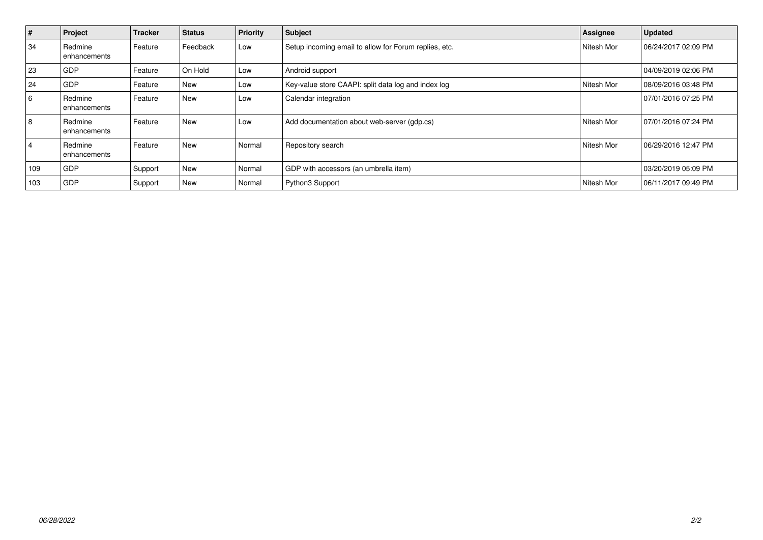| # | Project | Tracker | Status | Priority | Subject | Assignee | Updated |
| --- | --- | --- | --- | --- | --- | --- | --- |
| 34 | Redmine enhancements | Feature | Feedback | Low | Setup incoming email to allow for Forum replies, etc. | Nitesh Mor | 06/24/2017 02:09 PM |
| 23 | GDP | Feature | On Hold | Low | Android support | | 04/09/2019 02:06 PM |
| 24 | GDP | Feature | New | Low | Key-value store CAAPI: split data log and index log | Nitesh Mor | 08/09/2016 03:48 PM |
| 6 | Redmine enhancements | Feature | New | Low | Calendar integration | | 07/01/2016 07:25 PM |
| 8 | Redmine enhancements | Feature | New | Low | Add documentation about web-server (gdp.cs) | Nitesh Mor | 07/01/2016 07:24 PM |
| 4 | Redmine enhancements | Feature | New | Normal | Repository search | Nitesh Mor | 06/29/2016 12:47 PM |
| 109 | GDP | Support | New | Normal | GDP with accessors (an umbrella item) | | 03/20/2019 05:09 PM |
| 103 | GDP | Support | New | Normal | Python3 Support | Nitesh Mor | 06/11/2017 09:49 PM |